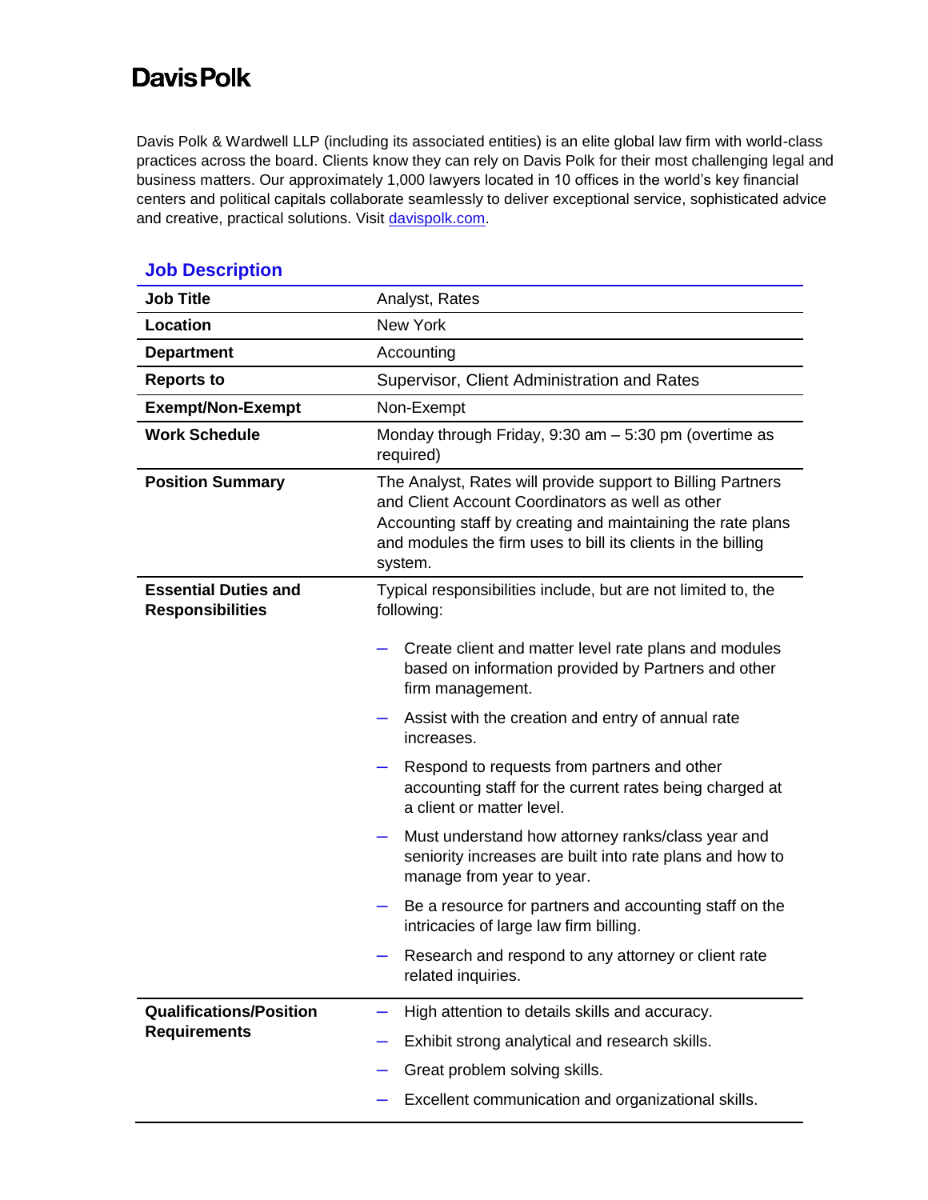# Davis Polk

Davis Polk & Wardwell LLP (including its associated entities) is an elite global law firm with world-class practices across the board. Clients know they can rely on Davis Polk for their most challenging legal and business matters. Our approximately 1,000 lawyers located in 10 offices in the world's key financial centers and political capitals collaborate seamlessly to deliver exceptional service, sophisticated advice and creative, practical solutions. Visit [davispolk.com](davispolk.com).

## Job Description

| | |
|---|---|
| **Job Title** | Analyst, Rates |
| **Location** | New York |
| **Department** | Accounting |
| **Reports to** | Supervisor, Client Administration and Rates |
| **Exempt/Non-Exempt** | Non-Exempt |
| **Work Schedule** | Monday through Friday, 9:30 am – 5:30 pm (overtime as required) |
| **Position Summary** | The Analyst, Rates will provide support to Billing Partners and Client Account Coordinators as well as other Accounting staff by creating and maintaining the rate plans and modules the firm uses to bill its clients in the billing system. |
| **Essential Duties and Responsibilities** | Typical responsibilities include, but are not limited to, the following:<br>– Create client and matter level rate plans and modules based on information provided by Partners and other firm management.<br>– Assist with the creation and entry of annual rate increases.<br>– Respond to requests from partners and other accounting staff for the current rates being charged at a client or matter level.<br>– Must understand how attorney ranks/class year and seniority increases are built into rate plans and how to manage from year to year.<br>– Be a resource for partners and accounting staff on the intricacies of large law firm billing.<br>– Research and respond to any attorney or client rate related inquiries. |
| **Qualifications/Position Requirements** | – High attention to details skills and accuracy.<br>– Exhibit strong analytical and research skills.<br>– Great problem solving skills.<br>– Excellent communication and organizational skills. |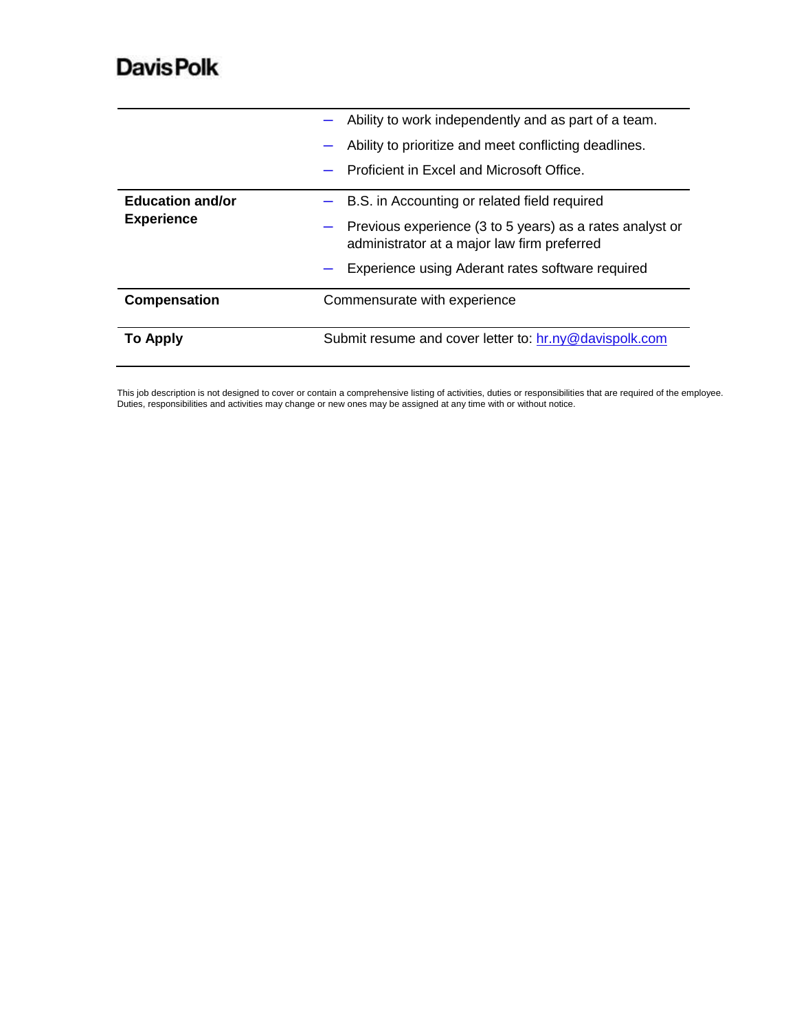| | |
|---|---|
| | – Ability to work independently and as part of a team.<br>– Ability to prioritize and meet conflicting deadlines.<br>– Proficient in Excel and Microsoft Office. |
| **Education and/or Experience** | – B.S. in Accounting or related field required<br>– Previous experience (3 to 5 years) as a rates analyst or administrator at a major law firm preferred<br>– Experience using Aderant rates software required |
| **Compensation** | Commensurate with experience |
| **To Apply** | Submit resume and cover letter to: hr.ny@davispolk.com |

This job description is not designed to cover or contain a comprehensive listing of activities, duties or responsibilities that are required of the employee. Duties, responsibilities and activities may change or new ones may be assigned at any time with or without notice.